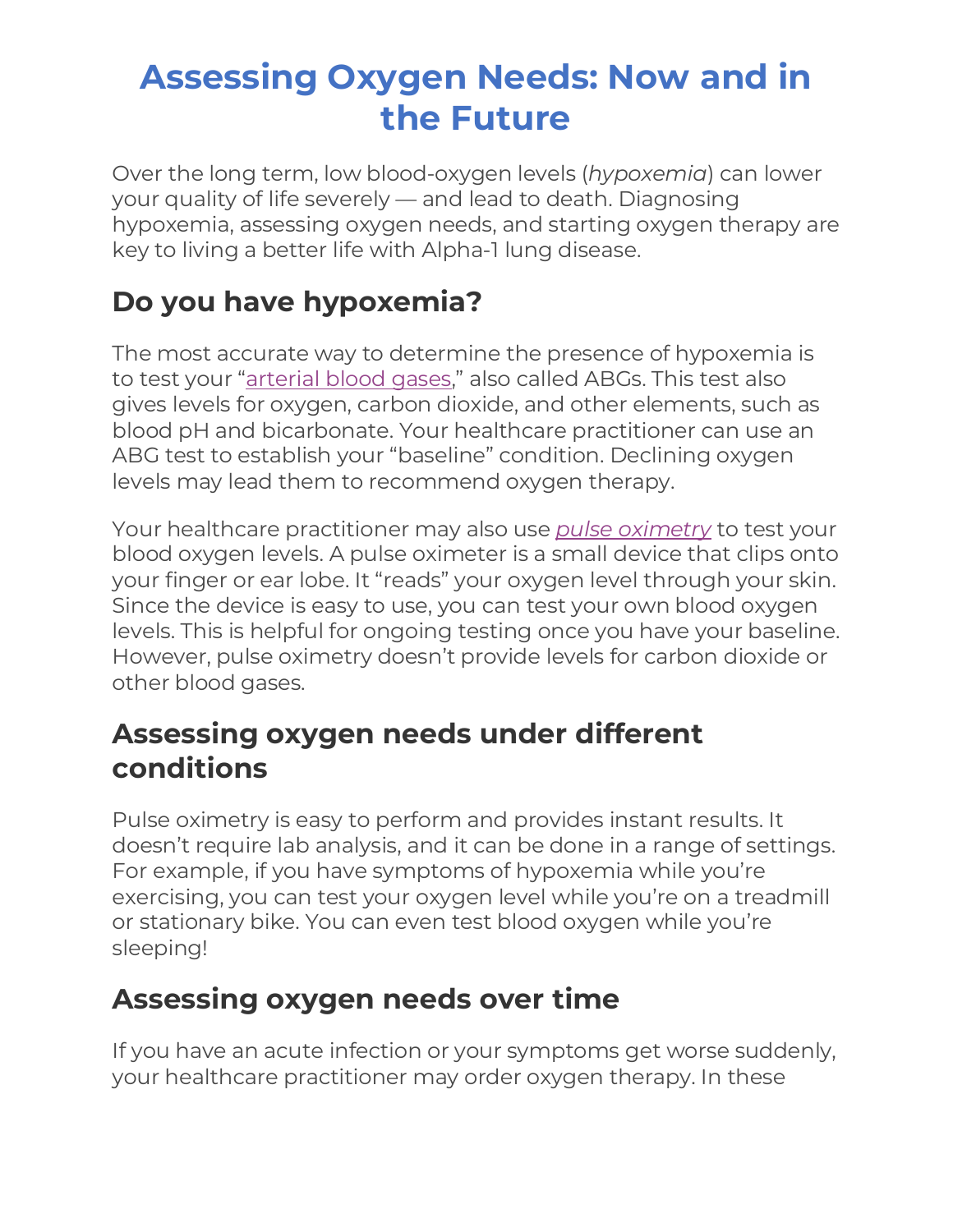# Assessing Oxygen Needs: Now and in the Future

Over the long term, low blood-oxygen levels (*hypoxemia*) can lower your quality of life severely — and lead to death. Diagnosing hypoxemia, assessing oxygen needs, and starting oxygen therapy are key to living a better life with Alpha-1 lung disease.

## Do you have hypoxemia?

The most accurate way to determine the presence of hypoxemia is to test your "arterial blood gases," also called ABGs. This test also gives levels for oxygen, carbon dioxide, and other elements, such as blood pH and bicarbonate. Your healthcare practitioner can use an ABG test to establish your "baseline" condition. Declining oxygen levels may lead them to recommend oxygen therapy.

Your healthcare practitioner may also use *pulse oximetry* to test your blood oxygen levels. A pulse oximeter is a small device that clips onto your finger or ear lobe. It "reads" your oxygen level through your skin. Since the device is easy to use, you can test your own blood oxygen levels. This is helpful for ongoing testing once you have your baseline. However, pulse oximetry doesn't provide levels for carbon dioxide or other blood gases.

## Assessing oxygen needs under different conditions

Pulse oximetry is easy to perform and provides instant results. It doesn't require lab analysis, and it can be done in a range of settings. For example, if you have symptoms of hypoxemia while you're exercising, you can test your oxygen level while you're on a treadmill or stationary bike. You can even test blood oxygen while you're sleeping!

## Assessing oxygen needs over time

If you have an acute infection or your symptoms get worse suddenly, your healthcare practitioner may order oxygen therapy. In these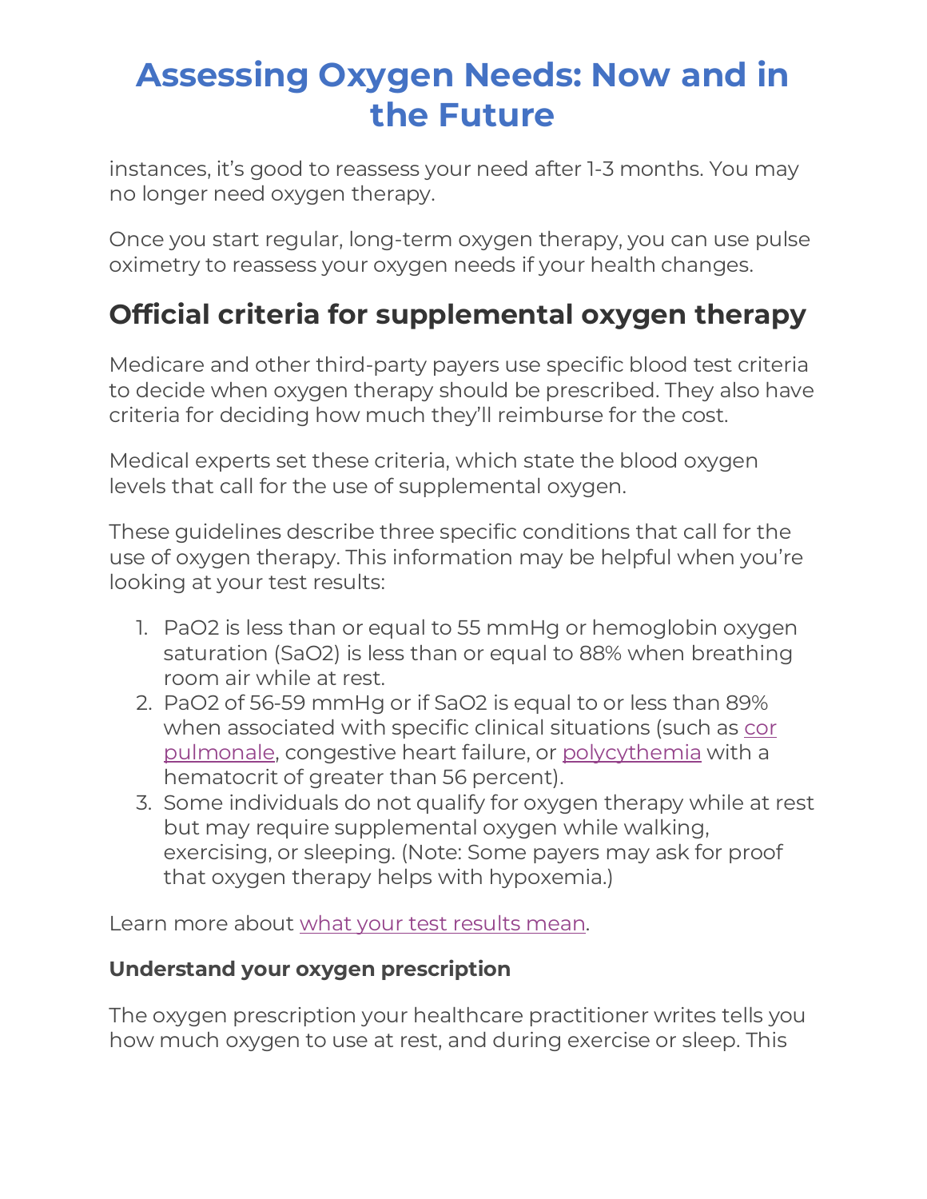instances, it's good to reassess your need after 1-3 months. You may no longer need oxygen therapy.

Once you start regular, long-term oxygen therapy, you can use pulse oximetry to reassess your oxygen needs if your health changes.

## Official criteria for supplemental oxygen therapy

Medicare and other third-party payers use specific blood test criteria to decide when oxygen therapy should be prescribed. They also have criteria for deciding how much they'll reimburse for the cost.

Medical experts set these criteria, which state the blood oxygen levels that call for the use of supplemental oxygen.

These guidelines describe three specific conditions that call for the use of oxygen therapy. This information may be helpful when you're looking at your test results:

1. $PaO_2$ is less than or equal to 55 mmHg or hemoglobin oxygen saturation ($SaO_2$) is less than or equal to 88% when breathing room air while at rest.
2. $PaO_2$ of 56-59 mmHg or if $SaO_2$ is equal to or less than 89% when associated with specific clinical situations (such as cor pulmonale, congestive heart failure, or polycythemia with a hematocrit of greater than 56 percent).
3. Some individuals do not qualify for oxygen therapy while at rest but may require supplemental oxygen while walking, exercising, or sleeping. (Note: Some payers may ask for proof that oxygen therapy helps with hypoxemia.)

Learn more about what your test results mean.

### Understand your oxygen prescription

The oxygen prescription your healthcare practitioner writes tells you how much oxygen to use at rest, and during exercise or sleep. This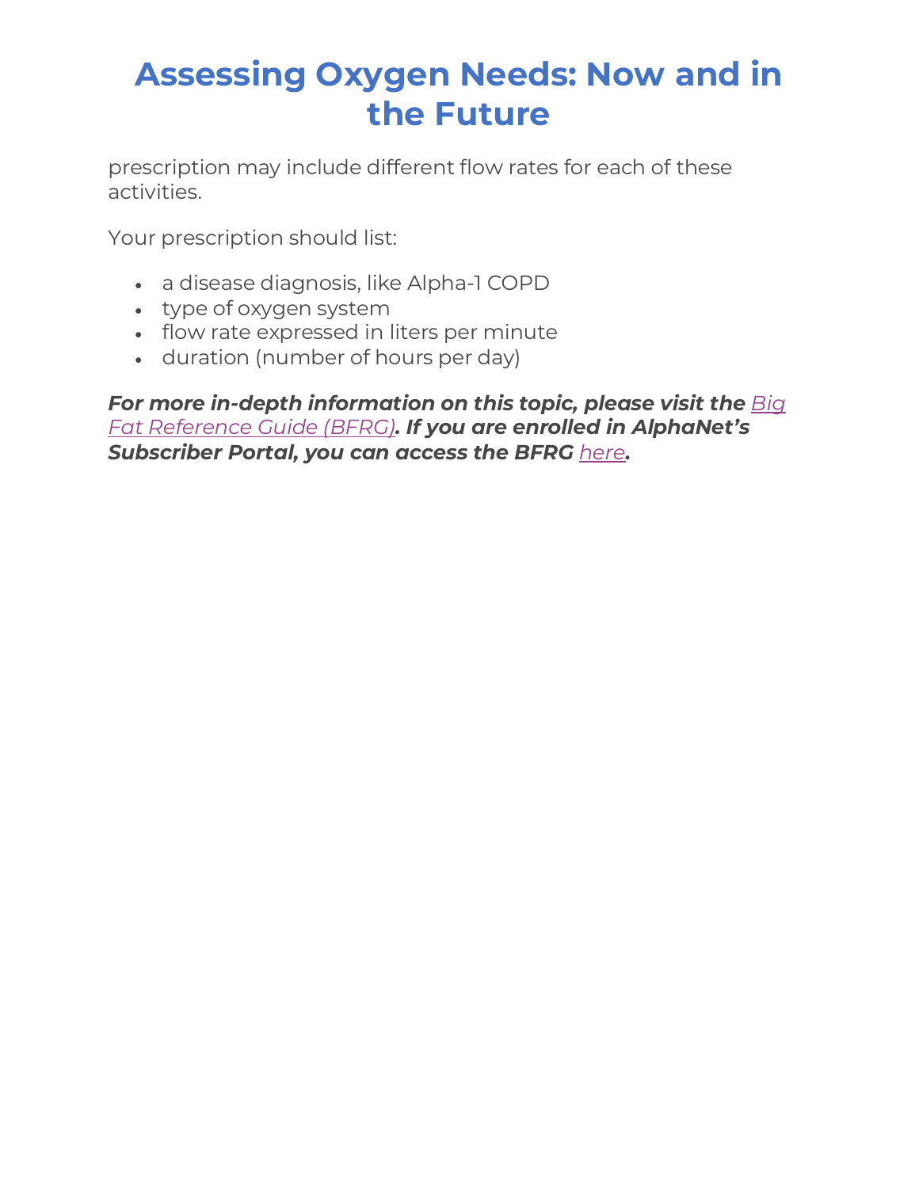# Assessing Oxygen Needs: Now and in the Future

prescription may include different flow rates for each of these activities.

Your prescription should list:

- a disease diagnosis, like Alpha-1 COPD
- type of oxygen system
- flow rate expressed in liters per minute
- duration (number of hours per day)

***For more in-depth information on this topic, please visit the*** *Big Fat Reference Guide (BFRG)****. If you are enrolled in AlphaNet's Subscriber Portal, you can access the BFRG*** *here****.***